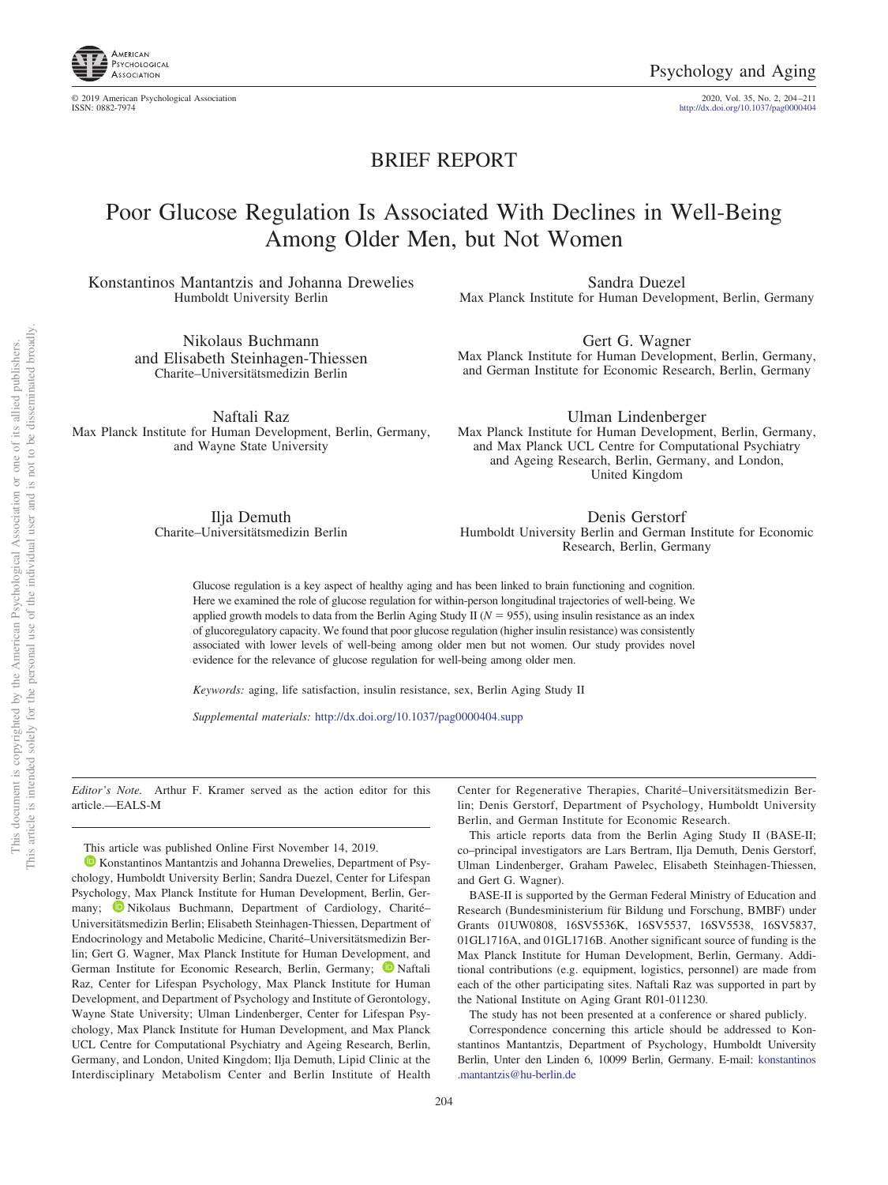BRIEF REPORT

# Poor Glucose Regulation Is Associated With Declines in Well-Being Among Older Men, but Not Women

Konstantinos Mantantzis and Johanna Drewelies
Humboldt University Berlin

Sandra Duezel
Max Planck Institute for Human Development, Berlin, Germany

Nikolaus Buchmann
and Elisabeth Steinhagen-Thiessen
Charite–Universitätsmedizin Berlin

Gert G. Wagner
Max Planck Institute for Human Development, Berlin, Germany, and German Institute for Economic Research, Berlin, Germany

Naftali Raz
Max Planck Institute for Human Development, Berlin, Germany, and Wayne State University

Ulman Lindenberger
Max Planck Institute for Human Development, Berlin, Germany, and Max Planck UCL Centre for Computational Psychiatry and Ageing Research, Berlin, Germany, and London, United Kingdom

Ilja Demuth
Charite–Universitätsmedizin Berlin

Denis Gerstorf
Humboldt University Berlin and German Institute for Economic Research, Berlin, Germany

Glucose regulation is a key aspect of healthy aging and has been linked to brain functioning and cognition. Here we examined the role of glucose regulation for within-person longitudinal trajectories of well-being. We applied growth models to data from the Berlin Aging Study II ($N$ = 955), using insulin resistance as an index of glucoregulatory capacity. We found that poor glucose regulation (higher insulin resistance) was consistently associated with lower levels of well-being among older men but not women. Our study provides novel evidence for the relevance of glucose regulation for well-being among older men.

*Keywords:* aging, life satisfaction, insulin resistance, sex, Berlin Aging Study II

*Supplemental materials:* http://dx.doi.org/10.1037/pag0000404.supp

*Editor's Note.* Arthur F. Kramer served as the action editor for this article.—EALS-M

This article was published Online First November 14, 2019.

Konstantinos Mantantzis and Johanna Drewelies, Department of Psychology, Humboldt University Berlin; Sandra Duezel, Center for Lifespan Psychology, Max Planck Institute for Human Development, Berlin, Germany; Nikolaus Buchmann, Department of Cardiology, Charité–Universitätsmedizin Berlin; Elisabeth Steinhagen-Thiessen, Department of Endocrinology and Metabolic Medicine, Charité–Universitätsmedizin Berlin; Gert G. Wagner, Max Planck Institute for Human Development, and German Institute for Economic Research, Berlin, Germany; Naftali Raz, Center for Lifespan Psychology, Max Planck Institute for Human Development, and Department of Psychology and Institute of Gerontology, Wayne State University; Ulman Lindenberger, Center for Lifespan Psychology, Max Planck Institute for Human Development, and Max Planck UCL Centre for Computational Psychiatry and Ageing Research, Berlin, Germany, and London, United Kingdom; Ilja Demuth, Lipid Clinic at the Interdisciplinary Metabolism Center and Berlin Institute of Health Center for Regenerative Therapies, Charité–Universitätsmedizin Berlin; Denis Gerstorf, Department of Psychology, Humboldt University Berlin, and German Institute for Economic Research.

This article reports data from the Berlin Aging Study II (BASE-II; co–principal investigators are Lars Bertram, Ilja Demuth, Denis Gerstorf, Ulman Lindenberger, Graham Pawelec, Elisabeth Steinhagen-Thiessen, and Gert G. Wagner).

BASE-II is supported by the German Federal Ministry of Education and Research (Bundesministerium für Bildung und Forschung, BMBF) under Grants 01UW0808, 16SV5536K, 16SV5537, 16SV5538, 16SV5837, 01GL1716A, and 01GL1716B. Another significant source of funding is the Max Planck Institute for Human Development, Berlin, Germany. Additional contributions (e.g. equipment, logistics, personnel) are made from each of the other participating sites. Naftali Raz was supported in part by the National Institute on Aging Grant R01-011230.

The study has not been presented at a conference or shared publicly.

Correspondence concerning this article should be addressed to Konstantinos Mantantzis, Department of Psychology, Humboldt University Berlin, Unter den Linden 6, 10099 Berlin, Germany. E-mail: konstantinos.mantantzis@hu-berlin.de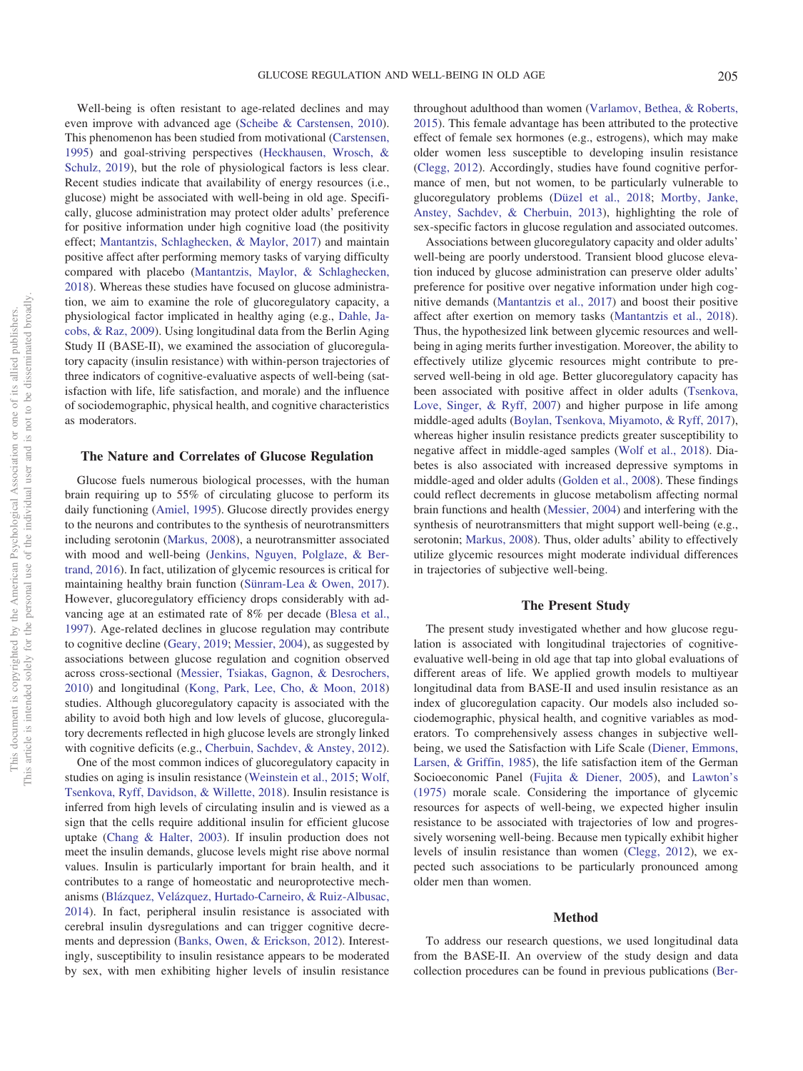Well-being is often resistant to age-related declines and may even improve with advanced age (Scheibe & Carstensen, 2010). This phenomenon has been studied from motivational (Carstensen, 1995) and goal-striving perspectives (Heckhausen, Wrosch, & Schulz, 2019), but the role of physiological factors is less clear. Recent studies indicate that availability of energy resources (i.e., glucose) might be associated with well-being in old age. Specifically, glucose administration may protect older adults' preference for positive information under high cognitive load (the positivity effect; Mantantzis, Schlaghecken, & Maylor, 2017) and maintain positive affect after performing memory tasks of varying difficulty compared with placebo (Mantantzis, Maylor, & Schlaghecken, 2018). Whereas these studies have focused on glucose administration, we aim to examine the role of glucoregulatory capacity, a physiological factor implicated in healthy aging (e.g., Dahle, Jacobs, & Raz, 2009). Using longitudinal data from the Berlin Aging Study II (BASE-II), we examined the association of glucoregulatory capacity (insulin resistance) with within-person trajectories of three indicators of cognitive-evaluative aspects of well-being (satisfaction with life, life satisfaction, and morale) and the influence of sociodemographic, physical health, and cognitive characteristics as moderators.

## The Nature and Correlates of Glucose Regulation

Glucose fuels numerous biological processes, with the human brain requiring up to 55% of circulating glucose to perform its daily functioning (Amiel, 1995). Glucose directly provides energy to the neurons and contributes to the synthesis of neurotransmitters including serotonin (Markus, 2008), a neurotransmitter associated with mood and well-being (Jenkins, Nguyen, Polglaze, & Bertrand, 2016). In fact, utilization of glycemic resources is critical for maintaining healthy brain function (Sünram-Lea & Owen, 2017). However, glucoregulatory efficiency drops considerably with advancing age at an estimated rate of 8% per decade (Blesa et al., 1997). Age-related declines in glucose regulation may contribute to cognitive decline (Geary, 2019; Messier, 2004), as suggested by associations between glucose regulation and cognition observed across cross-sectional (Messier, Tsiakas, Gagnon, & Desrochers, 2010) and longitudinal (Kong, Park, Lee, Cho, & Moon, 2018) studies. Although glucoregulatory capacity is associated with the ability to avoid both high and low levels of glucose, glucoregulatory decrements reflected in high glucose levels are strongly linked with cognitive deficits (e.g., Cherbuin, Sachdev, & Anstey, 2012).

One of the most common indices of glucoregulatory capacity in studies on aging is insulin resistance (Weinstein et al., 2015; Wolf, Tsenkova, Ryff, Davidson, & Willette, 2018). Insulin resistance is inferred from high levels of circulating insulin and is viewed as a sign that the cells require additional insulin for efficient glucose uptake (Chang & Halter, 2003). If insulin production does not meet the insulin demands, glucose levels might rise above normal values. Insulin is particularly important for brain health, and it contributes to a range of homeostatic and neuroprotective mechanisms (Blázquez, Velázquez, Hurtado-Carneiro, & Ruiz-Albusac, 2014). In fact, peripheral insulin resistance is associated with cerebral insulin dysregulations and can trigger cognitive decrements and depression (Banks, Owen, & Erickson, 2012). Interestingly, susceptibility to insulin resistance appears to be moderated by sex, with men exhibiting higher levels of insulin resistance throughout adulthood than women (Varlamov, Bethea, & Roberts, 2015). This female advantage has been attributed to the protective effect of female sex hormones (e.g., estrogens), which may make older women less susceptible to developing insulin resistance (Clegg, 2012). Accordingly, studies have found cognitive performance of men, but not women, to be particularly vulnerable to glucoregulatory problems (Düzel et al., 2018; Mortby, Janke, Anstey, Sachdev, & Cherbuin, 2013), highlighting the role of sex-specific factors in glucose regulation and associated outcomes.

Associations between glucoregulatory capacity and older adults' well-being are poorly understood. Transient blood glucose elevation induced by glucose administration can preserve older adults' preference for positive over negative information under high cognitive demands (Mantantzis et al., 2017) and boost their positive affect after exertion on memory tasks (Mantantzis et al., 2018). Thus, the hypothesized link between glycemic resources and well-being in aging merits further investigation. Moreover, the ability to effectively utilize glycemic resources might contribute to preserved well-being in old age. Better glucoregulatory capacity has been associated with positive affect in older adults (Tsenkova, Love, Singer, & Ryff, 2007) and higher purpose in life among middle-aged adults (Boylan, Tsenkova, Miyamoto, & Ryff, 2017), whereas higher insulin resistance predicts greater susceptibility to negative affect in middle-aged samples (Wolf et al., 2018). Diabetes is also associated with increased depressive symptoms in middle-aged and older adults (Golden et al., 2008). These findings could reflect decrements in glucose metabolism affecting normal brain functions and health (Messier, 2004) and interfering with the synthesis of neurotransmitters that might support well-being (e.g., serotonin; Markus, 2008). Thus, older adults' ability to effectively utilize glycemic resources might moderate individual differences in trajectories of subjective well-being.

## The Present Study

The present study investigated whether and how glucose regulation is associated with longitudinal trajectories of cognitive-evaluative well-being in old age that tap into global evaluations of different areas of life. We applied growth models to multiyear longitudinal data from BASE-II and used insulin resistance as an index of glucoregulation capacity. Our models also included sociodemographic, physical health, and cognitive variables as moderators. To comprehensively assess changes in subjective well-being, we used the Satisfaction with Life Scale (Diener, Emmons, Larsen, & Griffin, 1985), the life satisfaction item of the German Socioeconomic Panel (Fujita & Diener, 2005), and Lawton's (1975) morale scale. Considering the importance of glycemic resources for aspects of well-being, we expected higher insulin resistance to be associated with trajectories of low and progressively worsening well-being. Because men typically exhibit higher levels of insulin resistance than women (Clegg, 2012), we expected such associations to be particularly pronounced among older men than women.

## Method

To address our research questions, we used longitudinal data from the BASE-II. An overview of the study design and data collection procedures can be found in previous publications (Ber-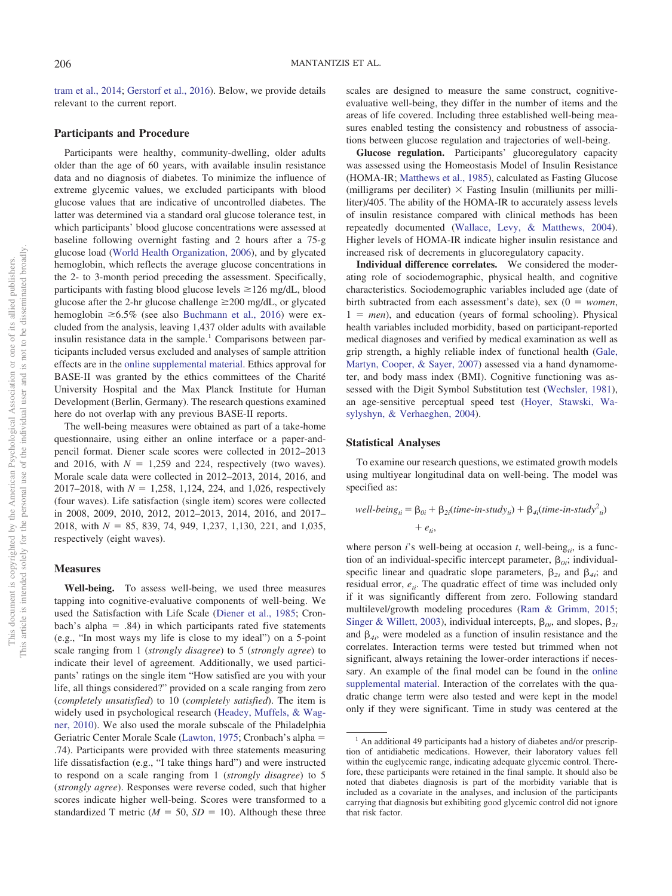tram et al., 2014; Gerstorf et al., 2016). Below, we provide details relevant to the current report.

## Participants and Procedure

Participants were healthy, community-dwelling, older adults older than the age of 60 years, with available insulin resistance data and no diagnosis of diabetes. To minimize the influence of extreme glycemic values, we excluded participants with blood glucose values that are indicative of uncontrolled diabetes. The latter was determined via a standard oral glucose tolerance test, in which participants' blood glucose concentrations were assessed at baseline following overnight fasting and 2 hours after a 75-g glucose load (World Health Organization, 2006), and by glycated hemoglobin, which reflects the average glucose concentrations in the 2- to 3-month period preceding the assessment. Specifically, participants with fasting blood glucose levels ≥126 mg/dL, blood glucose after the 2-hr glucose challenge ≥200 mg/dL, or glycated hemoglobin ≥6.5% (see also Buchmann et al., 2016) were excluded from the analysis, leaving 1,437 older adults with available insulin resistance data in the sample.[1] Comparisons between participants included versus excluded and analyses of sample attrition effects are in the online supplemental material. Ethics approval for BASE-II was granted by the ethics committees of the Charité University Hospital and the Max Planck Institute for Human Development (Berlin, Germany). The research questions examined here do not overlap with any previous BASE-II reports.

The well-being measures were obtained as part of a take-home questionnaire, using either an online interface or a paper-and-pencil format. Diener scale scores were collected in 2012–2013 and 2016, with $N$ = 1,259 and 224, respectively (two waves). Morale scale data were collected in 2012–2013, 2014, 2016, and 2017–2018, with $N$ = 1,258, 1,124, 224, and 1,026, respectively (four waves). Life satisfaction (single item) scores were collected in 2008, 2009, 2010, 2012, 2012–2013, 2014, 2016, and 2017–2018, with $N$ = 85, 839, 74, 949, 1,237, 1,130, 221, and 1,035, respectively (eight waves).

## Measures

**Well-being.** To assess well-being, we used three measures tapping into cognitive-evaluative components of well-being. We used the Satisfaction with Life Scale (Diener et al., 1985; Cronbach's alpha = .84) in which participants rated five statements (e.g., "In most ways my life is close to my ideal") on a 5-point scale ranging from 1 (*strongly disagree*) to 5 (*strongly agree*) to indicate their level of agreement. Additionally, we used participants' ratings on the single item "How satisfied are you with your life, all things considered?" provided on a scale ranging from zero (*completely unsatisfied*) to 10 (*completely satisfied*). The item is widely used in psychological research (Headey, Muffels, & Wagner, 2010). We also used the morale subscale of the Philadelphia Geriatric Center Morale Scale (Lawton, 1975; Cronbach's alpha = .74). Participants were provided with three statements measuring life dissatisfaction (e.g., "I take things hard") and were instructed to respond on a scale ranging from 1 (*strongly disagree*) to 5 (*strongly agree*). Responses were reverse coded, such that higher scores indicate higher well-being. Scores were transformed to a standardized T metric ($M$ = 50, $SD$ = 10). Although these three scales are designed to measure the same construct, cognitive-evaluative well-being, they differ in the number of items and the areas of life covered. Including three established well-being measures enabled testing the consistency and robustness of associations between glucose regulation and trajectories of well-being.

**Glucose regulation.** Participants' glucoregulatory capacity was assessed using the Homeostasis Model of Insulin Resistance (HOMA-IR; Matthews et al., 1985), calculated as Fasting Glucose (milligrams per deciliter) × Fasting Insulin (milliunits per milliliter)/405. The ability of the HOMA-IR to accurately assess levels of insulin resistance compared with clinical methods has been repeatedly documented (Wallace, Levy, & Matthews, 2004). Higher levels of HOMA-IR indicate higher insulin resistance and increased risk of decrements in glucoregulatory capacity.

**Individual difference correlates.** We considered the moderating role of sociodemographic, physical health, and cognitive characteristics. Sociodemographic variables included age (date of birth subtracted from each assessment's date), sex (0 = *women*, 1 = *men*), and education (years of formal schooling). Physical health variables included morbidity, based on participant-reported medical diagnoses and verified by medical examination as well as grip strength, a highly reliable index of functional health (Gale, Martyn, Cooper, & Sayer, 2007) assessed via a hand dynamometer, and body mass index (BMI). Cognitive functioning was assessed with the Digit Symbol Substitution test (Wechsler, 1981), an age-sensitive perceptual speed test (Hoyer, Stawski, Wasylyshyn, & Verhaeghen, 2004).

## Statistical Analyses

To examine our research questions, we estimated growth models using multiyear longitudinal data on well-being. The model was specified as:

$$well\text{-}being_{ti} = \beta_{0i} + \beta_{2i}(time\text{-}in\text{-}study_{ti}) + \beta_{4i}(time\text{-}in\text{-}study^2_{ti}) + e_{ti},$$

where person $i$'s well-being at occasion $t$, well-being$_{ti}$, is a function of an individual-specific intercept parameter, $\beta_{0i}$; individual-specific linear and quadratic slope parameters, $\beta_{2i}$ and $\beta_{4i}$; and residual error, $e_{ti}$. The quadratic effect of time was included only if it was significantly different from zero. Following standard multilevel/growth modeling procedures (Ram & Grimm, 2015; Singer & Willett, 2003), individual intercepts, $\beta_{0i}$, and slopes, $\beta_{2i}$ and $\beta_{4i}$, were modeled as a function of insulin resistance and the correlates. Interaction terms were tested but trimmed when not significant, always retaining the lower-order interactions if necessary. An example of the final model can be found in the online supplemental material. Interaction of the correlates with the quadratic change term were also tested and were kept in the model only if they were significant. Time in study was centered at the

[1] An additional 49 participants had a history of diabetes and/or prescription of antidiabetic medications. However, their laboratory values fell within the euglycemic range, indicating adequate glycemic control. Therefore, these participants were retained in the final sample. It should also be noted that diabetes diagnosis is part of the morbidity variable that is included as a covariate in the analyses, and inclusion of the participants carrying that diagnosis but exhibiting good glycemic control did not ignore that risk factor.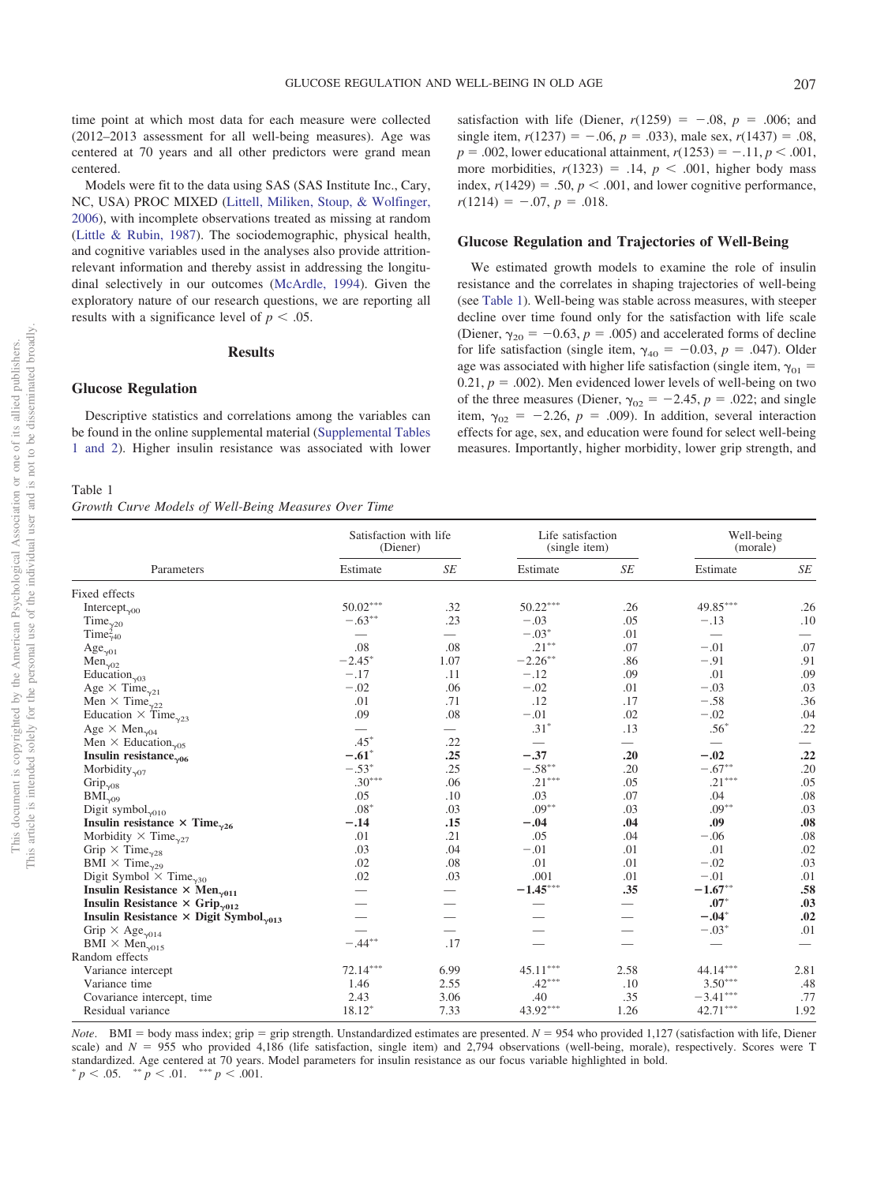time point at which most data for each measure were collected (2012–2013 assessment for all well-being measures). Age was centered at 70 years and all other predictors were grand mean centered.

Models were fit to the data using SAS (SAS Institute Inc., Cary, NC, USA) PROC MIXED (Littell, Miliken, Stoup, & Wolfinger, 2006), with incomplete observations treated as missing at random (Little & Rubin, 1987). The sociodemographic, physical health, and cognitive variables used in the analyses also provide attrition-relevant information and thereby assist in addressing the longitudinal selectively in our outcomes (McArdle, 1994). Given the exploratory nature of our research questions, we are reporting all results with a significance level of $p < .05$.

## Results

### Glucose Regulation

Descriptive statistics and correlations among the variables can be found in the online supplemental material (Supplemental Tables 1 and 2). Higher insulin resistance was associated with lower satisfaction with life (Diener, $r(1259) = -.08$, $p = .006$; and single item, $r(1237) = -.06$, $p = .033$), male sex, $r(1437) = .08$, $p = .002$, lower educational attainment, $r(1253) = -.11$, $p < .001$, more morbidities, $r(1323) = .14$, $p < .001$, higher body mass index, $r(1429) = .50$, $p < .001$, and lower cognitive performance, $r(1214) = -.07$, $p = .018$.

### Glucose Regulation and Trajectories of Well-Being

We estimated growth models to examine the role of insulin resistance and the correlates in shaping trajectories of well-being (see Table 1). Well-being was stable across measures, with steeper decline over time found only for the satisfaction with life scale (Diener, $\gamma_{20} = -0.63$, $p = .005$) and accelerated forms of decline for life satisfaction (single item, $\gamma_{40} = -0.03$, $p = .047$). Older age was associated with higher life satisfaction (single item, $\gamma_{01} = 0.21$, $p = .002$). Men evidenced lower levels of well-being on two of the three measures (Diener, $\gamma_{02} = -2.45$, $p = .022$; and single item, $\gamma_{02} = -2.26$, $p = .009$). In addition, several interaction effects for age, sex, and education were found for select well-being measures. Importantly, higher morbidity, lower grip strength, and

Table 1
*Growth Curve Models of Well-Being Measures Over Time*

| Parameters | Satisfaction with life (Diener) | | Life satisfaction (single item) | | Well-being (morale) | |
|---|---|---|---|---|---|---|
| | Estimate | *SE* | Estimate | *SE* | Estimate | *SE* |
| Fixed effects | | | | | | |
| Intercept$_{\gamma 00}$ | 50.02*** | .32 | 50.22*** | .26 | 49.85*** | .26 |
| Time$_{\gamma 20}$ | −.63** | .23 | −.03 | .05 | −.13 | .10 |
| Time$^2_{\gamma 40}$ | — | — | −.03* | .01 | — | — |
| Age$_{\gamma 01}$ | .08 | .08 | .21** | .07 | −.01 | .07 |
| Men$_{\gamma 02}$ | −2.45* | 1.07 | −2.26** | .86 | −.91 | .91 |
| Education$_{\gamma 03}$ | −.17 | .11 | −.12 | .09 | .01 | .09 |
| Age × Time$_{\gamma 21}$ | −.02 | .06 | −.02 | .01 | −.03 | .03 |
| Men × Time$_{\gamma 22}$ | .01 | .71 | .12 | .17 | −.58 | .36 |
| Education × Time$_{\gamma 23}$ | .09 | .08 | −.01 | .02 | −.02 | .04 |
| Age × Men$_{\gamma 04}$ | — | — | .31* | .13 | .56* | .22 |
| Men × Education$_{\gamma 05}$ | .45* | .22 | — | — | — | — |
| **Insulin resistance$_{\gamma 06}$** | **−.61*** | **.25** | **−.37** | **.20** | **−.02** | **.22** |
| Morbidity$_{\gamma 07}$ | −.53* | .25 | −.58** | .20 | −.67** | .20 |
| Grip$_{\gamma 08}$ | .30*** | .06 | .21*** | .05 | .21*** | .05 |
| BMI$_{\gamma 09}$ | .05 | .10 | .03 | .07 | .04 | .08 |
| Digit symbol$_{\gamma 010}$ | .08* | .03 | .09** | .03 | .09** | .03 |
| **Insulin resistance × Time$_{\gamma 26}$** | **−.14** | **.15** | **−.04** | **.04** | **.09** | **.08** |
| Morbidity × Time$_{\gamma 27}$ | .01 | .21 | .05 | .04 | −.06 | .08 |
| Grip × Time$_{\gamma 28}$ | .03 | .04 | −.01 | .01 | .01 | .02 |
| BMI × Time$_{\gamma 29}$ | .02 | .08 | .01 | .01 | −.02 | .03 |
| Digit Symbol × Time$_{\gamma 30}$ | .02 | .03 | .001 | .01 | −.01 | .01 |
| **Insulin Resistance × Men$_{\gamma 011}$** | — | — | **−1.45*** ** | **.35** | **−1.67*** ** | **.58** |
| **Insulin Resistance × Grip$_{\gamma 012}$** | — | — | — | — | **.07*** | **.03** |
| **Insulin Resistance × Digit Symbol$_{\gamma 013}$** | — | — | — | — | **−.04*** | **.02** |
| Grip × Age$_{\gamma 014}$ | — | — | — | — | −.03* | .01 |
| BMI × Men$_{\gamma 015}$ | −.44** | .17 | — | — | — | — |
| Random effects | | | | | | |
| Variance intercept | 72.14*** | 6.99 | 45.11*** | 2.58 | 44.14*** | 2.81 |
| Variance time | 1.46 | 2.55 | .42*** | .10 | 3.50*** | .48 |
| Covariance intercept, time | 2.43 | 3.06 | .40 | .35 | −3.41*** | .77 |
| Residual variance | 18.12* | 7.33 | 43.92*** | 1.26 | 42.71*** | 1.92 |

*Note*. BMI = body mass index; grip = grip strength. Unstandardized estimates are presented. $N = 954$ who provided 1,127 (satisfaction with life, Diener scale) and $N = 955$ who provided 4,186 (life satisfaction, single item) and 2,794 observations (well-being, morale), respectively. Scores were T standardized. Age centered at 70 years. Model parameters for insulin resistance as our focus variable highlighted in bold.
* $p < .05$. ** $p < .01$. *** $p < .001$.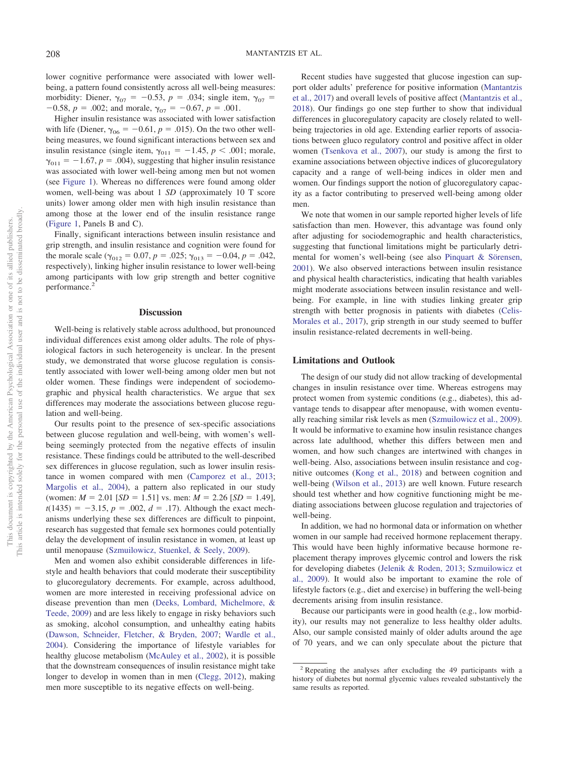lower cognitive performance were associated with lower well-being, a pattern found consistently across all well-being measures: morbidity: Diener, $\gamma_{07} = -0.53$, $p = .034$; single item, $\gamma_{07} = -0.58$, $p = .002$; and morale, $\gamma_{07} = -0.67$, $p = .001$.

Higher insulin resistance was associated with lower satisfaction with life (Diener, $\gamma_{06} = -0.61$, $p = .015$). On the two other well-being measures, we found significant interactions between sex and insulin resistance (single item, $\gamma_{011} = -1.45$, $p < .001$; morale, $\gamma_{011} = -1.67$, $p = .004$), suggesting that higher insulin resistance was associated with lower well-being among men but not women (see Figure 1). Whereas no differences were found among older women, well-being was about 1 *SD* (approximately 10 T score units) lower among older men with high insulin resistance than among those at the lower end of the insulin resistance range (Figure 1, Panels B and C).

Finally, significant interactions between insulin resistance and grip strength, and insulin resistance and cognition were found for the morale scale ($\gamma_{012} = 0.07$, $p = .025$; $\gamma_{013} = -0.04$, $p = .042$, respectively), linking higher insulin resistance to lower well-being among participants with low grip strength and better cognitive performance.[2]

## Discussion

Well-being is relatively stable across adulthood, but pronounced individual differences exist among older adults. The role of physiological factors in such heterogeneity is unclear. In the present study, we demonstrated that worse glucose regulation is consistently associated with lower well-being among older men but not older women. These findings were independent of sociodemographic and physical health characteristics. We argue that sex differences may moderate the associations between glucose regulation and well-being.

Our results point to the presence of sex-specific associations between glucose regulation and well-being, with women's well-being seemingly protected from the negative effects of insulin resistance. These findings could be attributed to the well-described sex differences in glucose regulation, such as lower insulin resistance in women compared with men (Camporez et al., 2013; Margolis et al., 2004), a pattern also replicated in our study (women: $M = 2.01$ [$SD = 1.51$] vs. men: $M = 2.26$ [$SD = 1.49$], $t(1435) = -3.15$, $p = .002$, $d = .17$). Although the exact mechanisms underlying these sex differences are difficult to pinpoint, research has suggested that female sex hormones could potentially delay the development of insulin resistance in women, at least up until menopause (Szmuilowicz, Stuenkel, & Seely, 2009).

Men and women also exhibit considerable differences in lifestyle and health behaviors that could moderate their susceptibility to glucoregulatory decrements. For example, across adulthood, women are more interested in receiving professional advice on disease prevention than men (Deeks, Lombard, Michelmore, & Teede, 2009) and are less likely to engage in risky behaviors such as smoking, alcohol consumption, and unhealthy eating habits (Dawson, Schneider, Fletcher, & Bryden, 2007; Wardle et al., 2004). Considering the importance of lifestyle variables for healthy glucose metabolism (McAuley et al., 2002), it is possible that the downstream consequences of insulin resistance might take longer to develop in women than in men (Clegg, 2012), making men more susceptible to its negative effects on well-being.

Recent studies have suggested that glucose ingestion can support older adults' preference for positive information (Mantantzis et al., 2017) and overall levels of positive affect (Mantantzis et al., 2018). Our findings go one step further to show that individual differences in glucoregulatory capacity are closely related to well-being trajectories in old age. Extending earlier reports of associations between gluco regulatory control and positive affect in older women (Tsenkova et al., 2007), our study is among the first to examine associations between objective indices of glucoregulatory capacity and a range of well-being indices in older men and women. Our findings support the notion of glucoregulatory capacity as a factor contributing to preserved well-being among older men.

We note that women in our sample reported higher levels of life satisfaction than men. However, this advantage was found only after adjusting for sociodemographic and health characteristics, suggesting that functional limitations might be particularly detrimental for women's well-being (see also Pinquart & Sörensen, 2001). We also observed interactions between insulin resistance and physical health characteristics, indicating that health variables might moderate associations between insulin resistance and well-being. For example, in line with studies linking greater grip strength with better prognosis in patients with diabetes (Celis-Morales et al., 2017), grip strength in our study seemed to buffer insulin resistance-related decrements in well-being.

### Limitations and Outlook

The design of our study did not allow tracking of developmental changes in insulin resistance over time. Whereas estrogens may protect women from systemic conditions (e.g., diabetes), this advantage tends to disappear after menopause, with women eventually reaching similar risk levels as men (Szmuilowicz et al., 2009). It would be informative to examine how insulin resistance changes across late adulthood, whether this differs between men and women, and how such changes are intertwined with changes in well-being. Also, associations between insulin resistance and cognitive outcomes (Kong et al., 2018) and between cognition and well-being (Wilson et al., 2013) are well known. Future research should test whether and how cognitive functioning might be mediating associations between glucose regulation and trajectories of well-being.

In addition, we had no hormonal data or information on whether women in our sample had received hormone replacement therapy. This would have been highly informative because hormone replacement therapy improves glycemic control and lowers the risk for developing diabetes (Jelenik & Roden, 2013; Szmuilowicz et al., 2009). It would also be important to examine the role of lifestyle factors (e.g., diet and exercise) in buffering the well-being decrements arising from insulin resistance.

Because our participants were in good health (e.g., low morbidity), our results may not generalize to less healthy older adults. Also, our sample consisted mainly of older adults around the age of 70 years, and we can only speculate about the picture that

[2] Repeating the analyses after excluding the 49 participants with a history of diabetes but normal glycemic values revealed substantively the same results as reported.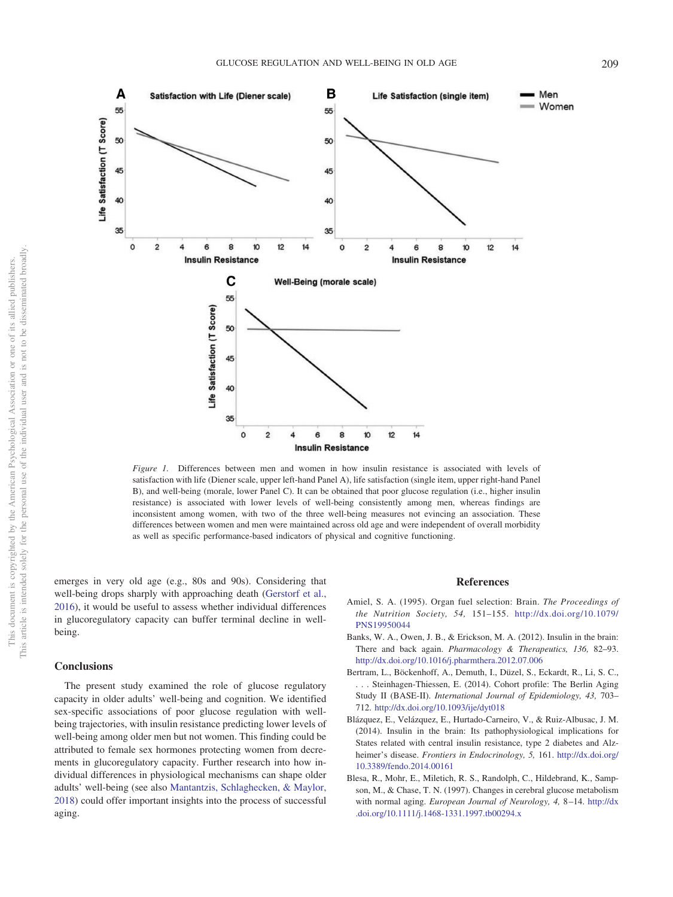Figure 1. Differences between men and women in how insulin resistance is associated with levels of satisfaction with life (Diener scale, upper left-hand Panel A), life satisfaction (single item, upper right-hand Panel B), and well-being (morale, lower Panel C). It can be obtained that poor glucose regulation (i.e., higher insulin resistance) is associated with lower levels of well-being consistently among men, whereas findings are inconsistent among women, with two of the three well-being measures not evincing an association. These differences between women and men were maintained across old age and were independent of overall morbidity as well as specific performance-based indicators of physical and cognitive functioning.

emerges in very old age (e.g., 80s and 90s). Considering that well-being drops sharply with approaching death (Gerstorf et al., 2016), it would be useful to assess whether individual differences in glucoregulatory capacity can buffer terminal decline in well-being.

## Conclusions

The present study examined the role of glucose regulatory capacity in older adults' well-being and cognition. We identified sex-specific associations of poor glucose regulation with well-being trajectories, with insulin resistance predicting lower levels of well-being among older men but not women. This finding could be attributed to female sex hormones protecting women from decrements in glucoregulatory capacity. Further research into how individual differences in physiological mechanisms can shape older adults' well-being (see also Mantantzis, Schlaghecken, & Maylor, 2018) could offer important insights into the process of successful aging.

## References

Amiel, S. A. (1995). Organ fuel selection: Brain. *The Proceedings of the Nutrition Society, 54,* 151–155. http://dx.doi.org/10.1079/PNS19950044

Banks, W. A., Owen, J. B., & Erickson, M. A. (2012). Insulin in the brain: There and back again. *Pharmacology & Therapeutics, 136,* 82–93. http://dx.doi.org/10.1016/j.pharmthera.2012.07.006

Bertram, L., Böckenhoff, A., Demuth, I., Düzel, S., Eckardt, R., Li, S. C., . . . Steinhagen-Thiessen, E. (2014). Cohort profile: The Berlin Aging Study II (BASE-II). *International Journal of Epidemiology, 43,* 703–712. http://dx.doi.org/10.1093/ije/dyt018

Blázquez, E., Velázquez, E., Hurtado-Carneiro, V., & Ruiz-Albusac, J. M. (2014). Insulin in the brain: Its pathophysiological implications for States related with central insulin resistance, type 2 diabetes and Alzheimer's disease. *Frontiers in Endocrinology, 5,* 161. http://dx.doi.org/10.3389/fendo.2014.00161

Blesa, R., Mohr, E., Miletich, R. S., Randolph, C., Hildebrand, K., Sampson, M., & Chase, T. N. (1997). Changes in cerebral glucose metabolism with normal aging. *European Journal of Neurology, 4,* 8–14. http://dx.doi.org/10.1111/j.1468-1331.1997.tb00294.x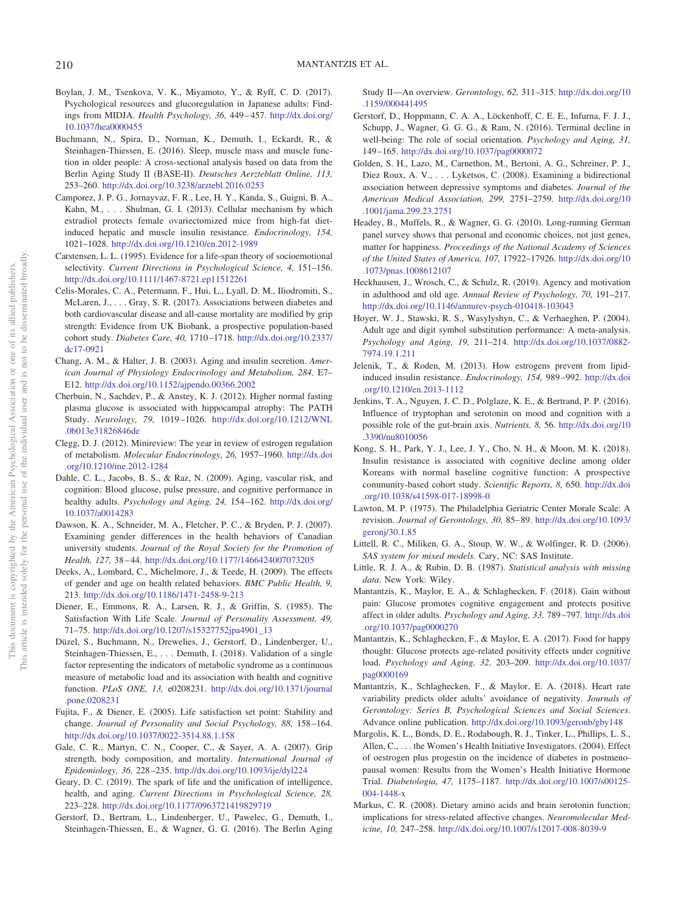Boylan, J. M., Tsenkova, V. K., Miyamoto, Y., & Ryff, C. D. (2017). Psychological resources and glucoregulation in Japanese adults: Findings from MIDJA. *Health Psychology, 36,* 449–457. http://dx.doi.org/10.1037/hea0000455

Buchmann, N., Spira, D., Norman, K., Demuth, I., Eckardt, R., & Steinhagen-Thiessen, E. (2016). Sleep, muscle mass and muscle function in older people: A cross-sectional analysis based on data from the Berlin Aging Study II (BASE-II). *Deutsches Aerzteblatt Online, 113,* 253–260. http://dx.doi.org/10.3238/arztebl.2016.0253

Camporez, J. P. G., Jornayvaz, F. R., Lee, H. Y., Kanda, S., Guigni, B. A., Kahn, M., . . . Shulman, G. I. (2013). Cellular mechanism by which estradiol protects female ovariectomized mice from high-fat diet-induced hepatic and muscle insulin resistance. *Endocrinology, 154,* 1021–1028. http://dx.doi.org/10.1210/en.2012-1989

Carstensen, L. L. (1995). Evidence for a life-span theory of socioemotional selectivity. *Current Directions in Psychological Science, 4,* 151–156. http://dx.doi.org/10.1111/1467-8721.ep11512261

Celis-Morales, C. A., Petermann, F., Hui, L., Lyall, D. M., Iliodromiti, S., McLaren, J., . . . Gray, S. R. (2017). Associations between diabetes and both cardiovascular disease and all-cause mortality are modified by grip strength: Evidence from UK Biobank, a prospective population-based cohort study. *Diabetes Care, 40,* 1710–1718. http://dx.doi.org/10.2337/dc17-0921

Chang, A. M., & Halter, J. B. (2003). Aging and insulin secretion. *American Journal of Physiology Endocrinology and Metabolism, 284,* E7–E12. http://dx.doi.org/10.1152/ajpendo.00366.2002

Cherbuin, N., Sachdev, P., & Anstey, K. J. (2012). Higher normal fasting plasma glucose is associated with hippocampal atrophy: The PATH Study. *Neurology, 79,* 1019–1026. http://dx.doi.org/10.1212/WNL.0b013e31826846de

Clegg, D. J. (2012). Minireview: The year in review of estrogen regulation of metabolism. *Molecular Endocrinology, 26,* 1957–1960. http://dx.doi.org/10.1210/me.2012-1284

Dahle, C. L., Jacobs, B. S., & Raz, N. (2009). Aging, vascular risk, and cognition: Blood glucose, pulse pressure, and cognitive performance in healthy adults. *Psychology and Aging, 24,* 154–162. http://dx.doi.org/10.1037/a0014283

Dawson, K. A., Schneider, M. A., Fletcher, P. C., & Bryden, P. J. (2007). Examining gender differences in the health behaviors of Canadian university students. *Journal of the Royal Society for the Promotion of Health, 127,* 38–44. http://dx.doi.org/10.1177/1466424007073205

Deeks, A., Lombard, C., Michelmore, J., & Teede, H. (2009). The effects of gender and age on health related behaviors. *BMC Public Health, 9,* 213. http://dx.doi.org/10.1186/1471-2458-9-213

Diener, E., Emmons, R. A., Larsen, R. J., & Griffin, S. (1985). The Satisfaction With Life Scale. *Journal of Personality Assessment, 49,* 71–75. http://dx.doi.org/10.1207/s15327752jpa4901_13

Düzel, S., Buchmann, N., Drewelies, J., Gerstorf, D., Lindenberger, U., Steinhagen-Thiessen, E., . . . Demuth, I. (2018). Validation of a single factor representing the indicators of metabolic syndrome as a continuous measure of metabolic load and its association with health and cognitive function. *PLoS ONE, 13,* e0208231. http://dx.doi.org/10.1371/journal.pone.0208231

Fujita, F., & Diener, E. (2005). Life satisfaction set point: Stability and change. *Journal of Personality and Social Psychology, 88,* 158–164. http://dx.doi.org/10.1037/0022-3514.88.1.158

Gale, C. R., Martyn, C. N., Cooper, C., & Sayer, A. A. (2007). Grip strength, body composition, and mortality. *International Journal of Epidemiology, 36,* 228–235. http://dx.doi.org/10.1093/ije/dyl224

Geary, D. C. (2019). The spark of life and the unification of intelligence, health, and aging. *Current Directions in Psychological Science, 28,* 223–228. http://dx.doi.org/10.1177/0963721419829719

Gerstorf, D., Bertram, L., Lindenberger, U., Pawelec, G., Demuth, I., Steinhagen-Thiessen, E., & Wagner, G. G. (2016). The Berlin Aging Study II—An overview. *Gerontology, 62,* 311–315. http://dx.doi.org/10.1159/000441495

Gerstorf, D., Hoppmann, C. A. A., Löckenhoff, C. E. E., Infurna, F. J. J., Schupp, J., Wagner, G. G. G., & Ram, N. (2016). Terminal decline in well-being: The role of social orientation. *Psychology and Aging, 31,* 149–165. http://dx.doi.org/10.1037/pag0000072

Golden, S. H., Lazo, M., Carnethon, M., Bertoni, A. G., Schreiner, P. J., Diez Roux, A. V., . . . Lyketsos, C. (2008). Examining a bidirectional association between depressive symptoms and diabetes. *Journal of the American Medical Association, 299,* 2751–2759. http://dx.doi.org/10.1001/jama.299.23.2751

Headey, B., Muffels, R., & Wagner, G. G. (2010). Long-running German panel survey shows that personal and economic choices, not just genes, matter for happiness. *Proceedings of the National Academy of Sciences of the United States of America, 107,* 17922–17926. http://dx.doi.org/10.1073/pnas.1008612107

Heckhausen, J., Wrosch, C., & Schulz, R. (2019). Agency and motivation in adulthood and old age. *Annual Review of Psychology, 70,* 191–217. http://dx.doi.org/10.1146/annurev-psych-010418-103043

Hoyer, W. J., Stawski, R. S., Wasylyshyn, C., & Verhaeghen, P. (2004). Adult age and digit symbol substitution performance: A meta-analysis. *Psychology and Aging, 19,* 211–214. http://dx.doi.org/10.1037/0882-7974.19.1.211

Jelenik, T., & Roden, M. (2013). How estrogens prevent from lipid-induced insulin resistance. *Endocrinology, 154,* 989–992. http://dx.doi.org/10.1210/en.2013-1112

Jenkins, T. A., Nguyen, J. C. D., Polglaze, K. E., & Bertrand, P. P. (2016). Influence of tryptophan and serotonin on mood and cognition with a possible role of the gut-brain axis. *Nutrients, 8,* 56. http://dx.doi.org/10.3390/nu8010056

Kong, S. H., Park, Y. J., Lee, J. Y., Cho, N. H., & Moon, M. K. (2018). Insulin resistance is associated with cognitive decline among older Koreans with normal baseline cognitive function: A prospective community-based cohort study. *Scientific Reports, 8,* 650. http://dx.doi.org/10.1038/s41598-017-18998-0

Lawton, M. P. (1975). The Philadelphia Geriatric Center Morale Scale: A revision. *Journal of Gerontology, 30,* 85–89. http://dx.doi.org/10.1093/geronj/30.1.85

Littell, R. C., Miliken, G. A., Stoup, W. W., & Wolfinger, R. D. (2006). *SAS system for mixed models*. Cary, NC: SAS Institute.

Little, R. J. A., & Rubin, D. B. (1987). *Statistical analysis with missing data*. New York: Wiley.

Mantantzis, K., Maylor, E. A., & Schlaghecken, F. (2018). Gain without pain: Glucose promotes cognitive engagement and protects positive affect in older adults. *Psychology and Aging, 33,* 789–797. http://dx.doi.org/10.1037/pag0000270

Mantantzis, K., Schlaghecken, F., & Maylor, E. A. (2017). Food for happy thought: Glucose protects age-related positivity effects under cognitive load. *Psychology and Aging, 32,* 203–209. http://dx.doi.org/10.1037/pag0000169

Mantantzis, K., Schlaghecken, F., & Maylor, E. A. (2018). Heart rate variability predicts older adults' avoidance of negativity. *Journals of Gerontology: Series B, Psychological Sciences and Social Sciences*. Advance online publication. http://dx.doi.org/10.1093/geronb/gby148

Margolis, K. L., Bonds, D. E., Rodabough, R. J., Tinker, L., Phillips, L. S., Allen, C., . . . the Women's Health Initiative Investigators. (2004). Effect of oestrogen plus progestin on the incidence of diabetes in postmenopausal women: Results from the Women's Health Initiative Hormone Trial. *Diabetologia, 47,* 1175–1187. http://dx.doi.org/10.1007/s00125-004-1448-x

Markus, C. R. (2008). Dietary amino acids and brain serotonin function; implications for stress-related affective changes. *Neuromolecular Medicine, 10,* 247–258. http://dx.doi.org/10.1007/s12017-008-8039-9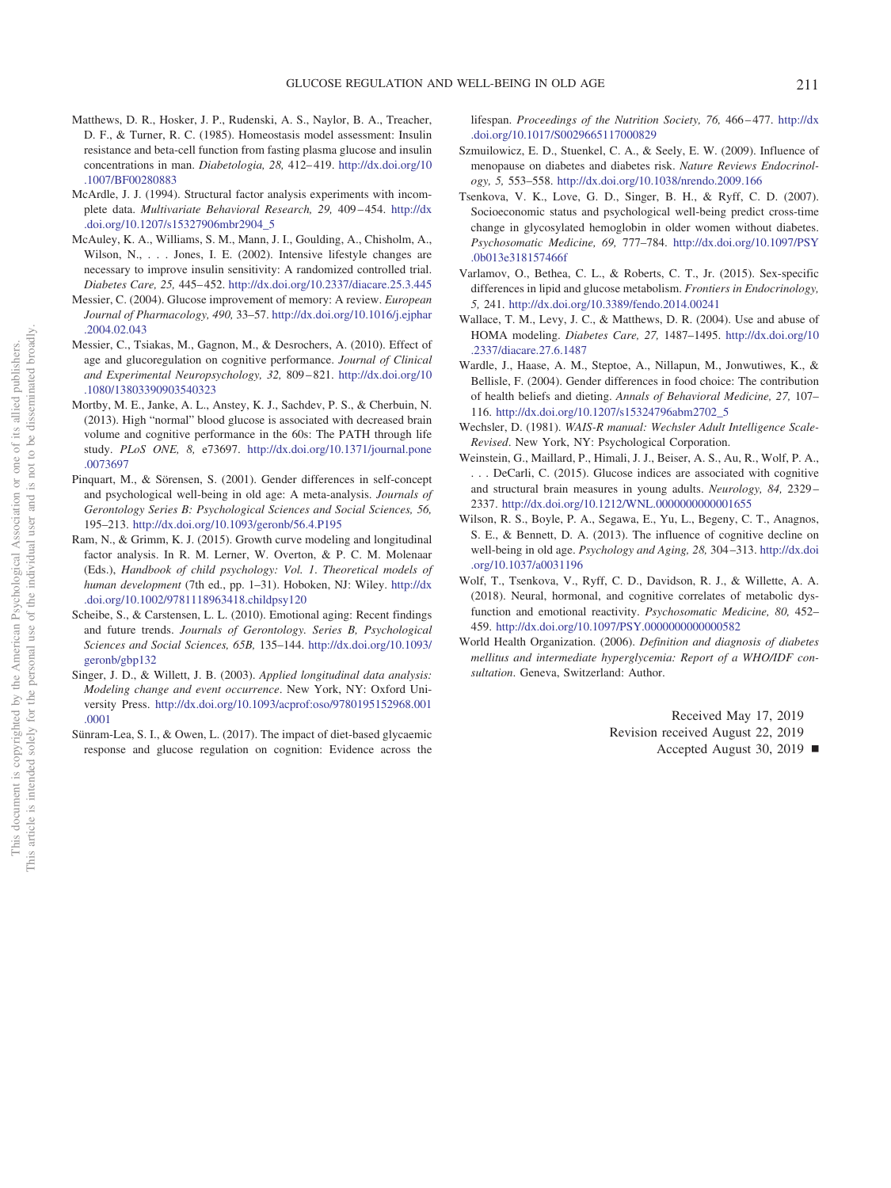Matthews, D. R., Hosker, J. P., Rudenski, A. S., Naylor, B. A., Treacher, D. F., & Turner, R. C. (1985). Homeostasis model assessment: Insulin resistance and beta-cell function from fasting plasma glucose and insulin concentrations in man. *Diabetologia, 28,* 412–419. http://dx.doi.org/10.1007/BF00280883

McArdle, J. J. (1994). Structural factor analysis experiments with incomplete data. *Multivariate Behavioral Research, 29,* 409–454. http://dx.doi.org/10.1207/s15327906mbr2904_5

McAuley, K. A., Williams, S. M., Mann, J. I., Goulding, A., Chisholm, A., Wilson, N., . . . Jones, I. E. (2002). Intensive lifestyle changes are necessary to improve insulin sensitivity: A randomized controlled trial. *Diabetes Care, 25,* 445–452. http://dx.doi.org/10.2337/diacare.25.3.445

Messier, C. (2004). Glucose improvement of memory: A review. *European Journal of Pharmacology, 490,* 33–57. http://dx.doi.org/10.1016/j.ejphar.2004.02.043

Messier, C., Tsiakas, M., Gagnon, M., & Desrochers, A. (2010). Effect of age and glucoregulation on cognitive performance. *Journal of Clinical and Experimental Neuropsychology, 32,* 809–821. http://dx.doi.org/10.1080/13803390903540323

Mortby, M. E., Janke, A. L., Anstey, K. J., Sachdev, P. S., & Cherbuin, N. (2013). High "normal" blood glucose is associated with decreased brain volume and cognitive performance in the 60s: The PATH through life study. *PLoS ONE, 8,* e73697. http://dx.doi.org/10.1371/journal.pone.0073697

Pinquart, M., & Sörensen, S. (2001). Gender differences in self-concept and psychological well-being in old age: A meta-analysis. *Journals of Gerontology Series B: Psychological Sciences and Social Sciences, 56,* 195–213. http://dx.doi.org/10.1093/geronb/56.4.P195

Ram, N., & Grimm, K. J. (2015). Growth curve modeling and longitudinal factor analysis. In R. M. Lerner, W. Overton, & P. C. M. Molenaar (Eds.), *Handbook of child psychology: Vol. 1. Theoretical models of human development* (7th ed., pp. 1–31). Hoboken, NJ: Wiley. http://dx.doi.org/10.1002/9781118963418.childpsy120

Scheibe, S., & Carstensen, L. L. (2010). Emotional aging: Recent findings and future trends. *Journals of Gerontology. Series B, Psychological Sciences and Social Sciences, 65B,* 135–144. http://dx.doi.org/10.1093/geronb/gbp132

Singer, J. D., & Willett, J. B. (2003). *Applied longitudinal data analysis: Modeling change and event occurrence*. New York, NY: Oxford University Press. http://dx.doi.org/10.1093/acprof:oso/9780195152968.001.0001

Sünram-Lea, S. I., & Owen, L. (2017). The impact of diet-based glycaemic response and glucose regulation on cognition: Evidence across the lifespan. *Proceedings of the Nutrition Society, 76,* 466–477. http://dx.doi.org/10.1017/S0029665117000829

Szmuilowicz, E. D., Stuenkel, C. A., & Seely, E. W. (2009). Influence of menopause on diabetes and diabetes risk. *Nature Reviews Endocrinology, 5,* 553–558. http://dx.doi.org/10.1038/nrendo.2009.166

Tsenkova, V. K., Love, G. D., Singer, B. H., & Ryff, C. D. (2007). Socioeconomic status and psychological well-being predict cross-time change in glycosylated hemoglobin in older women without diabetes. *Psychosomatic Medicine, 69,* 777–784. http://dx.doi.org/10.1097/PSY.0b013e318157466f

Varlamov, O., Bethea, C. L., & Roberts, C. T., Jr. (2015). Sex-specific differences in lipid and glucose metabolism. *Frontiers in Endocrinology, 5,* 241. http://dx.doi.org/10.3389/fendo.2014.00241

Wallace, T. M., Levy, J. C., & Matthews, D. R. (2004). Use and abuse of HOMA modeling. *Diabetes Care, 27,* 1487–1495. http://dx.doi.org/10.2337/diacare.27.6.1487

Wardle, J., Haase, A. M., Steptoe, A., Nillapun, M., Jonwutiwes, K., & Bellisle, F. (2004). Gender differences in food choice: The contribution of health beliefs and dieting. *Annals of Behavioral Medicine, 27,* 107–116. http://dx.doi.org/10.1207/s15324796abm2702_5

Wechsler, D. (1981). *WAIS-R manual: Wechsler Adult Intelligence Scale-Revised*. New York, NY: Psychological Corporation.

Weinstein, G., Maillard, P., Himali, J. J., Beiser, A. S., Au, R., Wolf, P. A., . . . DeCarli, C. (2015). Glucose indices are associated with cognitive and structural brain measures in young adults. *Neurology, 84,* 2329–2337. http://dx.doi.org/10.1212/WNL.0000000000001655

Wilson, R. S., Boyle, P. A., Segawa, E., Yu, L., Begeny, C. T., Anagnos, S. E., & Bennett, D. A. (2013). The influence of cognitive decline on well-being in old age. *Psychology and Aging, 28,* 304–313. http://dx.doi.org/10.1037/a0031196

Wolf, T., Tsenkova, V., Ryff, C. D., Davidson, R. J., & Willette, A. A. (2018). Neural, hormonal, and cognitive correlates of metabolic dysfunction and emotional reactivity. *Psychosomatic Medicine, 80,* 452–459. http://dx.doi.org/10.1097/PSY.0000000000000582

World Health Organization. (2006). *Definition and diagnosis of diabetes mellitus and intermediate hyperglycemia: Report of a WHO/IDF consultation*. Geneva, Switzerland: Author.

Received May 17, 2019
Revision received August 22, 2019
Accepted August 30, 2019 ■